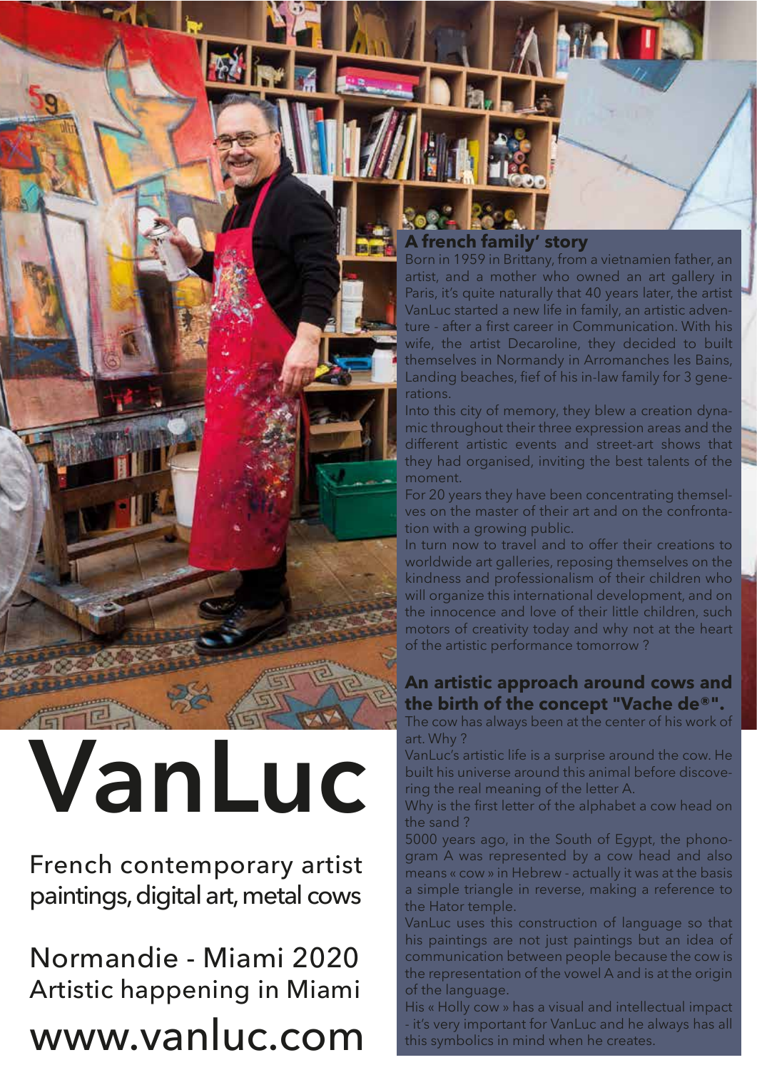# VanLuc

French contemporary artist
paintings, digital art, metal cows

Normandie - Miami 2020
Artistic happening in Miami

www.vanluc.com

## A french family' story

Born in 1959 in Brittany, from a vietnamien father, an artist, and a mother who owned an art gallery in Paris, it's quite naturally that 40 years later, the artist VanLuc started a new life in family, an artistic adventure - after a first career in Communication. With his wife, the artist Decaroline, they decided to built themselves in Normandy in Arromanches les Bains, Landing beaches, fief of his in-law family for 3 generations.

Into this city of memory, they blew a creation dynamic throughout their three expression areas and the different artistic events and street-art shows that they had organised, inviting the best talents of the moment.

For 20 years they have been concentrating themselves on the master of their art and on the confrontation with a growing public.

In turn now to travel and to offer their creations to worldwide art galleries, reposing themselves on the kindness and professionalism of their children who will organize this international development, and on the innocence and love of their little children, such motors of creativity today and why not at the heart of the artistic performance tomorrow ?

## An artistic approach around cows and the birth of the concept "Vache de®".

The cow has always been at the center of his work of art. Why ?

VanLuc's artistic life is a surprise around the cow. He built his universe around this animal before discovering the real meaning of the letter A.

Why is the first letter of the alphabet a cow head on the sand ?

5000 years ago, in the South of Egypt, the phonogram A was represented by a cow head and also means « cow » in Hebrew - actually it was at the basis a simple triangle in reverse, making a reference to the Hator temple.

VanLuc uses this construction of language so that his paintings are not just paintings but an idea of communication between people because the cow is the representation of the vowel A and is at the origin of the language.

His « Holly cow » has a visual and intellectual impact - it's very important for VanLuc and he always has all this symbolics in mind when he creates.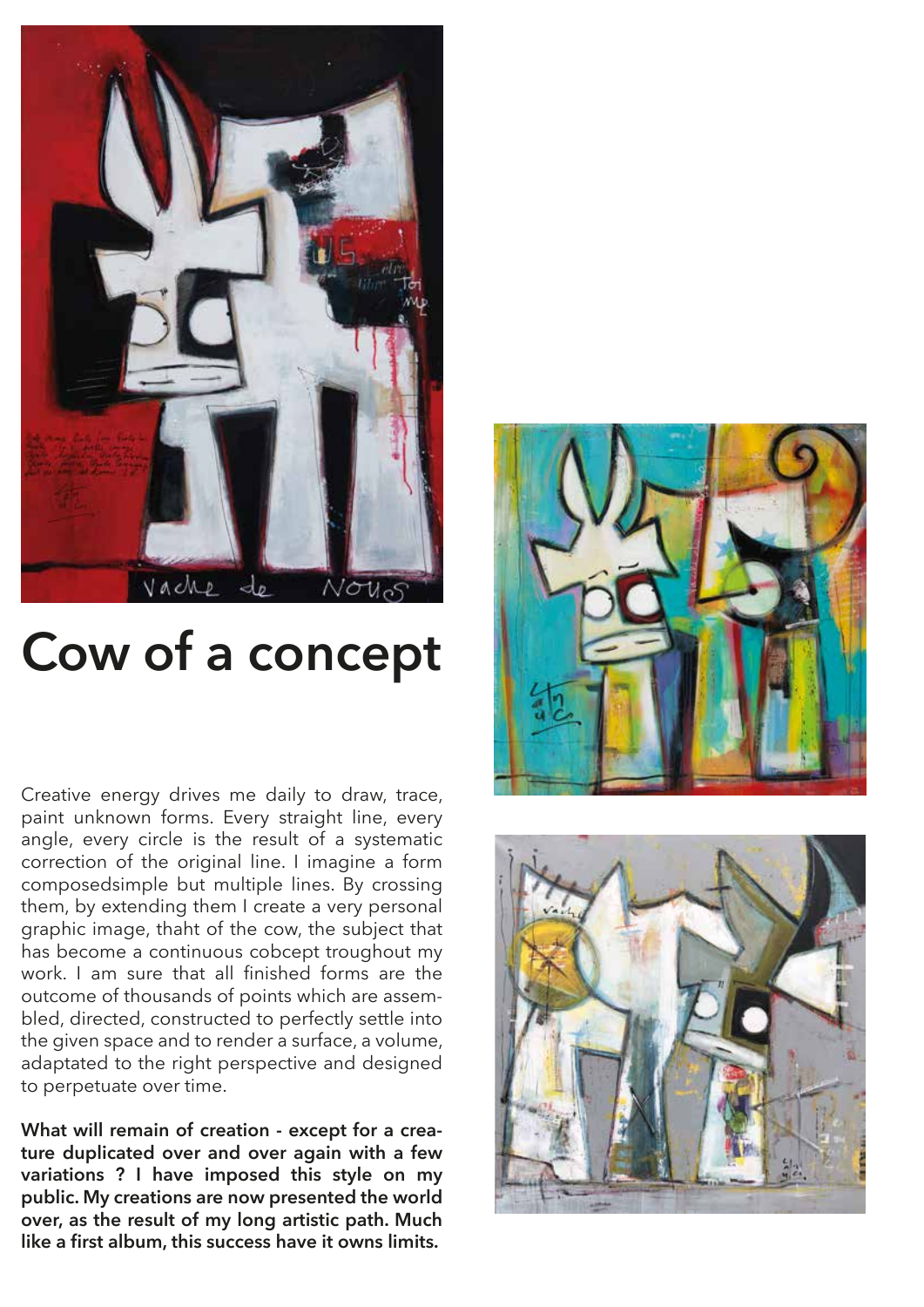# Cow of a concept

Creative energy drives me daily to draw, trace, paint unknown forms. Every straight line, every angle, every circle is the result of a systematic correction of the original line. I imagine a form composedsimple but multiple lines. By crossing them, by extending them I create a very personal graphic image, thaht of the cow, the subject that has become a continuous cobcept troughout my work. I am sure that all finished forms are the outcome of thousands of points which are assembled, directed, constructed to perfectly settle into the given space and to render a surface, a volume, adaptated to the right perspective and designed to perpetuate over time.

**What will remain of creation - except for a creature duplicated over and over again with a few variations ? I have imposed this style on my public. My creations are now presented the world over, as the result of my long artistic path. Much like a first album, this success have it owns limits.**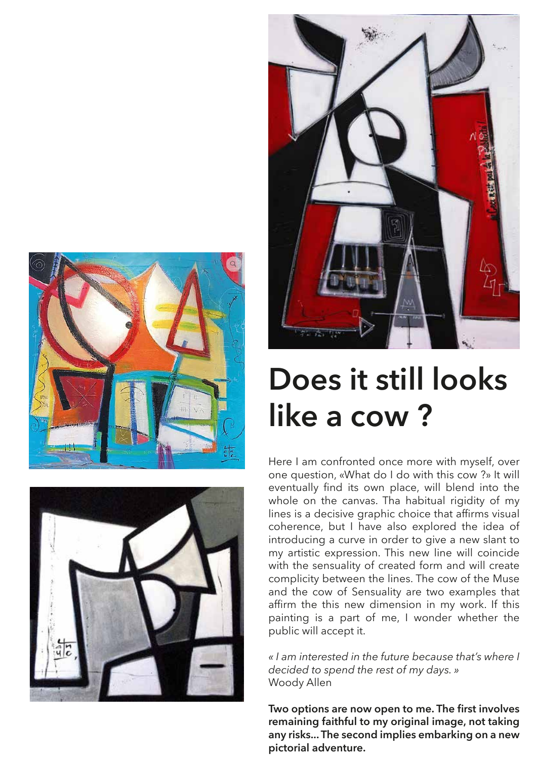# Does it still looks like a cow ?

Here I am confronted once more with myself, over one question, «What do I do with this cow ?» It will eventually find its own place, will blend into the whole on the canvas. Tha habitual rigidity of my lines is a decisive graphic choice that affirms visual coherence, but I have also explored the idea of introducing a curve in order to give a new slant to my artistic expression. This new line will coincide with the sensuality of created form and will create complicity between the lines. The cow of the Muse and the cow of Sensuality are two examples that affirm the this new dimension in my work. If this painting is a part of me, I wonder whether the public will accept it.

*« I am interested in the future because that's where I decided to spend the rest of my days. »*
Woody Allen

**Two options are now open to me. The first involves remaining faithful to my original image, not taking any risks... The second implies embarking on a new pictorial adventure.**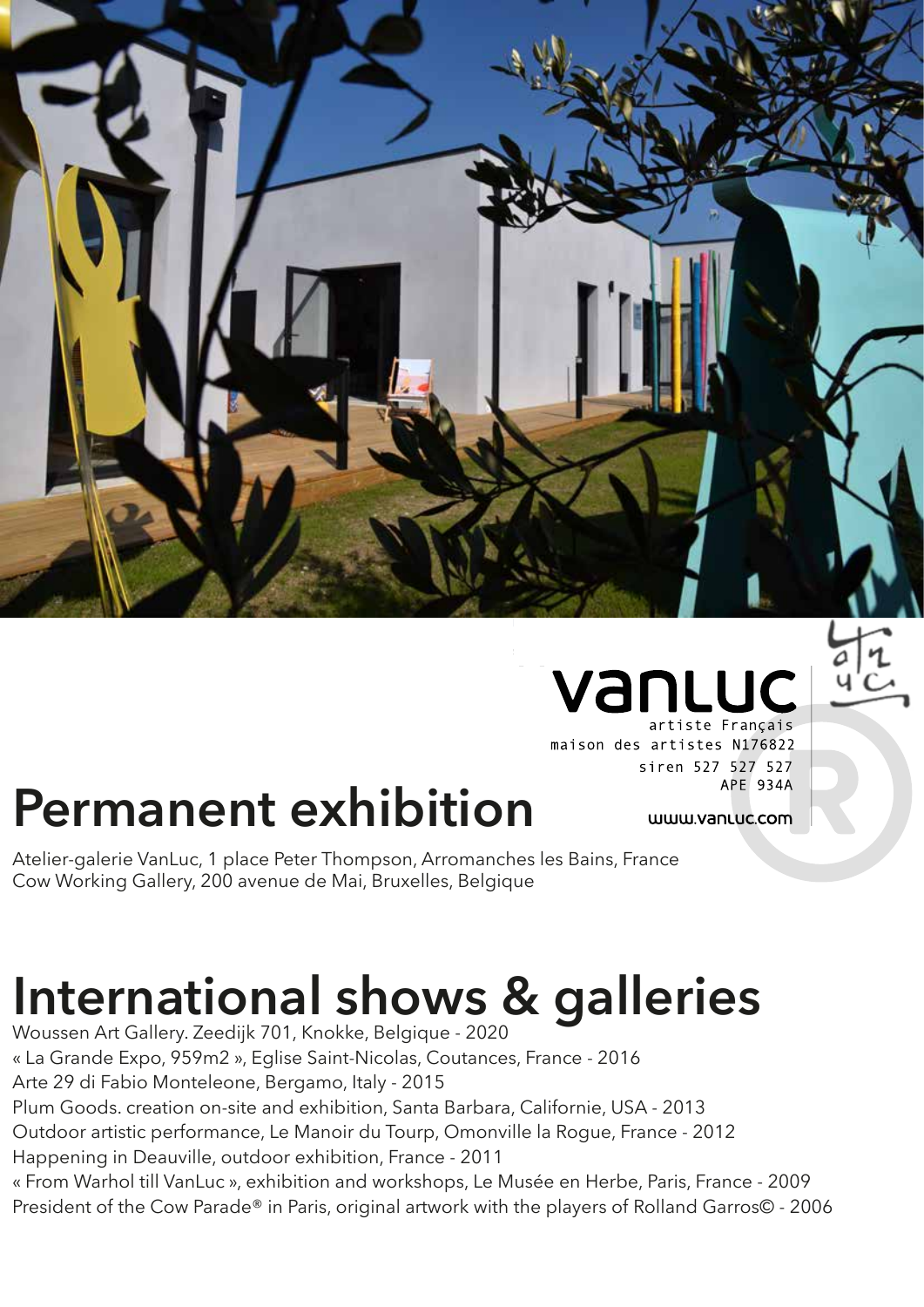vanluc
artiste Français
maison des artistes N176822
siren 527 527 527
APE 934A
www.vanluc.com

# Permanent exhibition

Atelier-galerie VanLuc, 1 place Peter Thompson, Arromanches les Bains, France
Cow Working Gallery, 200 avenue de Mai, Bruxelles, Belgique

# International shows & galleries

Woussen Art Gallery. Zeedijk 701, Knokke, Belgique - 2020
« La Grande Expo, 959m2 », Eglise Saint-Nicolas, Coutances, France - 2016
Arte 29 di Fabio Monteleone, Bergamo, Italy - 2015
Plum Goods. creation on-site and exhibition, Santa Barbara, Californie, USA - 2013
Outdoor artistic performance, Le Manoir du Tourp, Omonville la Rogue, France - 2012
Happening in Deauville, outdoor exhibition, France - 2011
« From Warhol till VanLuc », exhibition and workshops, Le Musée en Herbe, Paris, France - 2009
President of the Cow Parade® in Paris, original artwork with the players of Rolland Garros© - 2006